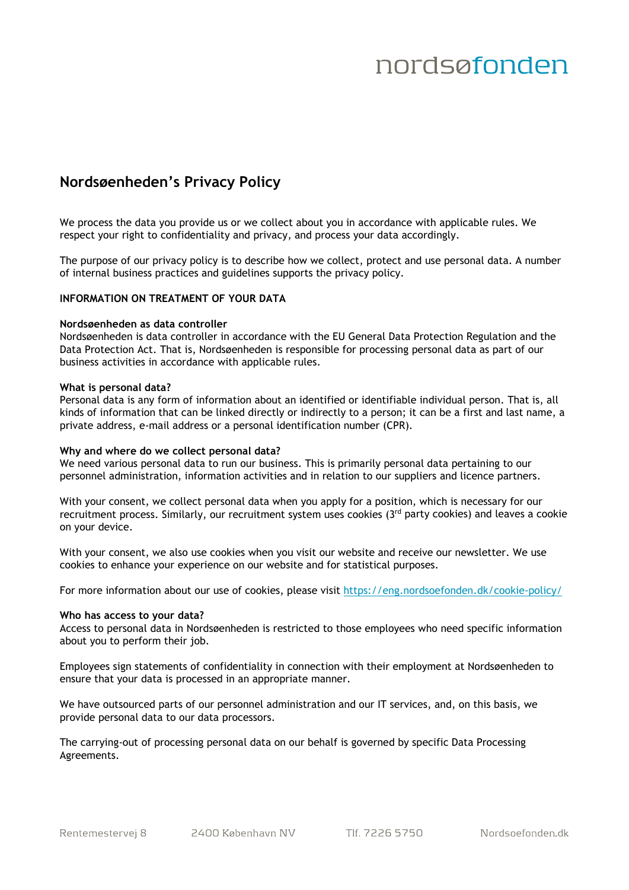# Nordsøenheden's Privacy Policy

We process the data you provide us or we collect about you in accordance with applicable rules. We respect your right to confidentiality and privacy, and process your data accordingly.

The purpose of our privacy policy is to describe how we collect, protect and use personal data. A number of internal business practices and guidelines supports the privacy policy.

## INFORMATION ON TREATMENT OF YOUR DATA

### Nordsøenheden as data controller

Nordsøenheden is data controller in accordance with the EU General Data Protection Regulation and the Data Protection Act. That is, Nordsøenheden is responsible for processing personal data as part of our business activities in accordance with applicable rules.

### What is personal data?

Personal data is any form of information about an identified or identifiable individual person. That is, all kinds of information that can be linked directly or indirectly to a person; it can be a first and last name, a private address, e-mail address or a personal identification number (CPR).

### Why and where do we collect personal data?

We need various personal data to run our business. This is primarily personal data pertaining to our personnel administration, information activities and in relation to our suppliers and licence partners.

With your consent, we collect personal data when you apply for a position, which is necessary for our recruitment process. Similarly, our recruitment system uses cookies (3rd party cookies) and leaves a cookie on your device.

With your consent, we also use cookies when you visit our website and receive our newsletter. We use cookies to enhance your experience on our website and for statistical purposes.

For more information about our use of cookies, please visit https://eng.nordsoefonden.dk/cookie-policy/

### Who has access to your data?

Access to personal data in Nordsøenheden is restricted to those employees who need specific information about you to perform their job.

Employees sign statements of confidentiality in connection with their employment at Nordsøenheden to ensure that your data is processed in an appropriate manner.

We have outsourced parts of our personnel administration and our IT services, and, on this basis, we provide personal data to our data processors.

The carrying-out of processing personal data on our behalf is governed by specific Data Processing Agreements.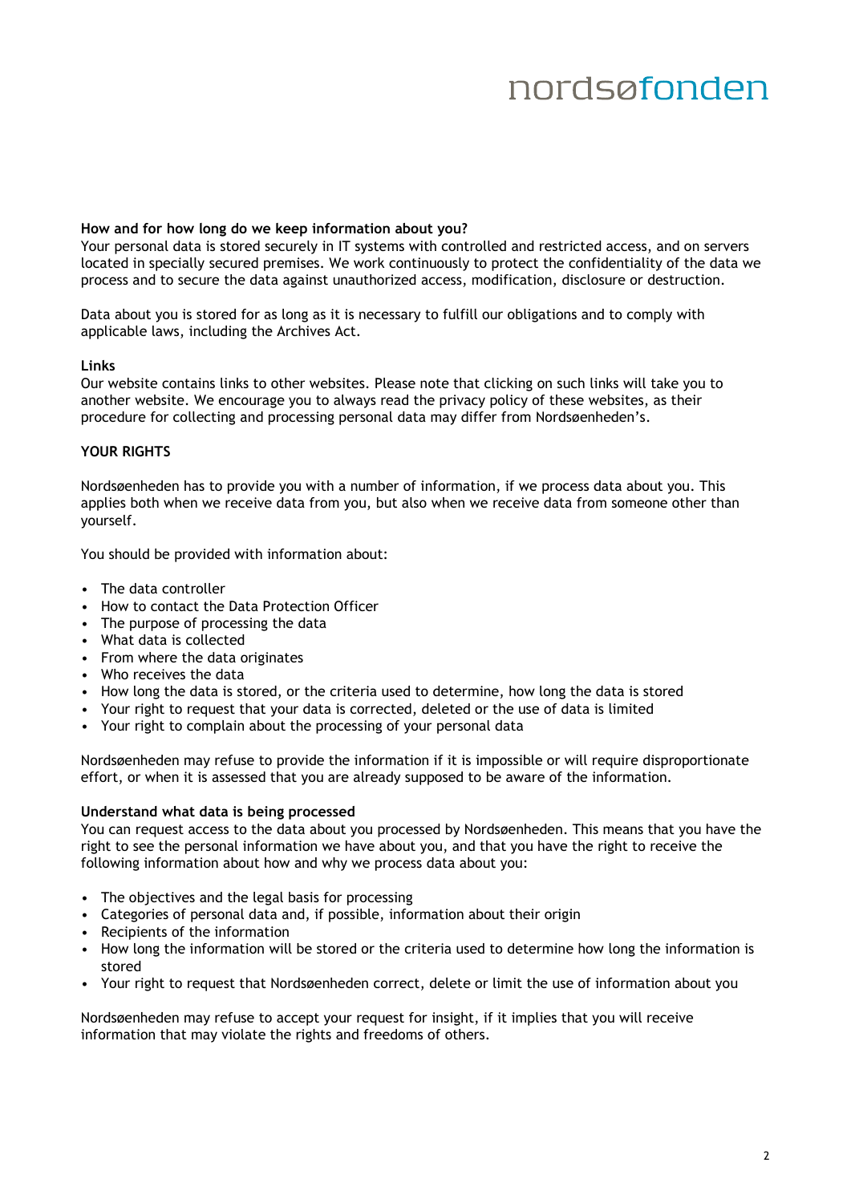**How and for how long do we keep information about you?**

Your personal data is stored securely in IT systems with controlled and restricted access, and on servers located in specially secured premises. We work continuously to protect the confidentiality of the data we process and to secure the data against unauthorized access, modification, disclosure or destruction.

Data about you is stored for as long as it is necessary to fulfill our obligations and to comply with applicable laws, including the Archives Act.

**Links**

Our website contains links to other websites. Please note that clicking on such links will take you to another website. We encourage you to always read the privacy policy of these websites, as their procedure for collecting and processing personal data may differ from Nordsøenheden's.

**YOUR RIGHTS**

Nordsøenheden has to provide you with a number of information, if we process data about you. This applies both when we receive data from you, but also when we receive data from someone other than yourself.

You should be provided with information about:

- The data controller
- How to contact the Data Protection Officer
- The purpose of processing the data
- What data is collected
- From where the data originates
- Who receives the data
- How long the data is stored, or the criteria used to determine, how long the data is stored
- Your right to request that your data is corrected, deleted or the use of data is limited
- Your right to complain about the processing of your personal data

Nordsøenheden may refuse to provide the information if it is impossible or will require disproportionate effort, or when it is assessed that you are already supposed to be aware of the information.

**Understand what data is being processed**

You can request access to the data about you processed by Nordsøenheden. This means that you have the right to see the personal information we have about you, and that you have the right to receive the following information about how and why we process data about you:

- The objectives and the legal basis for processing
- Categories of personal data and, if possible, information about their origin
- Recipients of the information
- How long the information will be stored or the criteria used to determine how long the information is stored
- Your right to request that Nordsøenheden correct, delete or limit the use of information about you

Nordsøenheden may refuse to accept your request for insight, if it implies that you will receive information that may violate the rights and freedoms of others.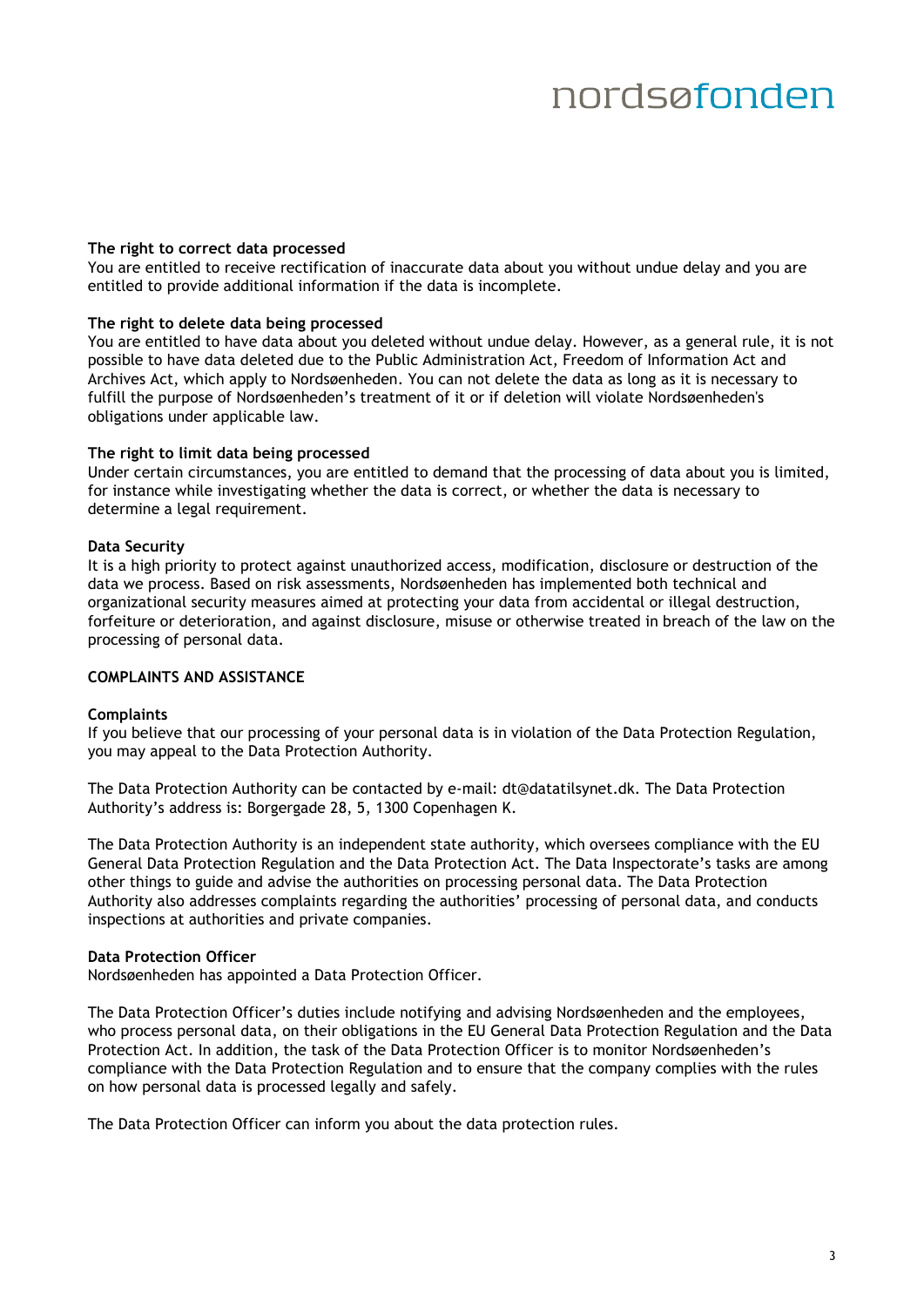**The right to correct data processed**
You are entitled to receive rectification of inaccurate data about you without undue delay and you are entitled to provide additional information if the data is incomplete.

**The right to delete data being processed**
You are entitled to have data about you deleted without undue delay. However, as a general rule, it is not possible to have data deleted due to the Public Administration Act, Freedom of Information Act and Archives Act, which apply to Nordsøenheden. You can not delete the data as long as it is necessary to fulfill the purpose of Nordsøenheden's treatment of it or if deletion will violate Nordsøenheden's obligations under applicable law.

**The right to limit data being processed**
Under certain circumstances, you are entitled to demand that the processing of data about you is limited, for instance while investigating whether the data is correct, or whether the data is necessary to determine a legal requirement.

**Data Security**
It is a high priority to protect against unauthorized access, modification, disclosure or destruction of the data we process. Based on risk assessments, Nordsøenheden has implemented both technical and organizational security measures aimed at protecting your data from accidental or illegal destruction, forfeiture or deterioration, and against disclosure, misuse or otherwise treated in breach of the law on the processing of personal data.

**COMPLAINTS AND ASSISTANCE**

**Complaints**
If you believe that our processing of your personal data is in violation of the Data Protection Regulation, you may appeal to the Data Protection Authority.

The Data Protection Authority can be contacted by e-mail: dt@datatilsynet.dk. The Data Protection Authority's address is: Borgergade 28, 5, 1300 Copenhagen K.

The Data Protection Authority is an independent state authority, which oversees compliance with the EU General Data Protection Regulation and the Data Protection Act. The Data Inspectorate's tasks are among other things to guide and advise the authorities on processing personal data. The Data Protection Authority also addresses complaints regarding the authorities' processing of personal data, and conducts inspections at authorities and private companies.

**Data Protection Officer**
Nordsøenheden has appointed a Data Protection Officer.

The Data Protection Officer's duties include notifying and advising Nordsøenheden and the employees, who process personal data, on their obligations in the EU General Data Protection Regulation and the Data Protection Act. In addition, the task of the Data Protection Officer is to monitor Nordsøenheden's compliance with the Data Protection Regulation and to ensure that the company complies with the rules on how personal data is processed legally and safely.

The Data Protection Officer can inform you about the data protection rules.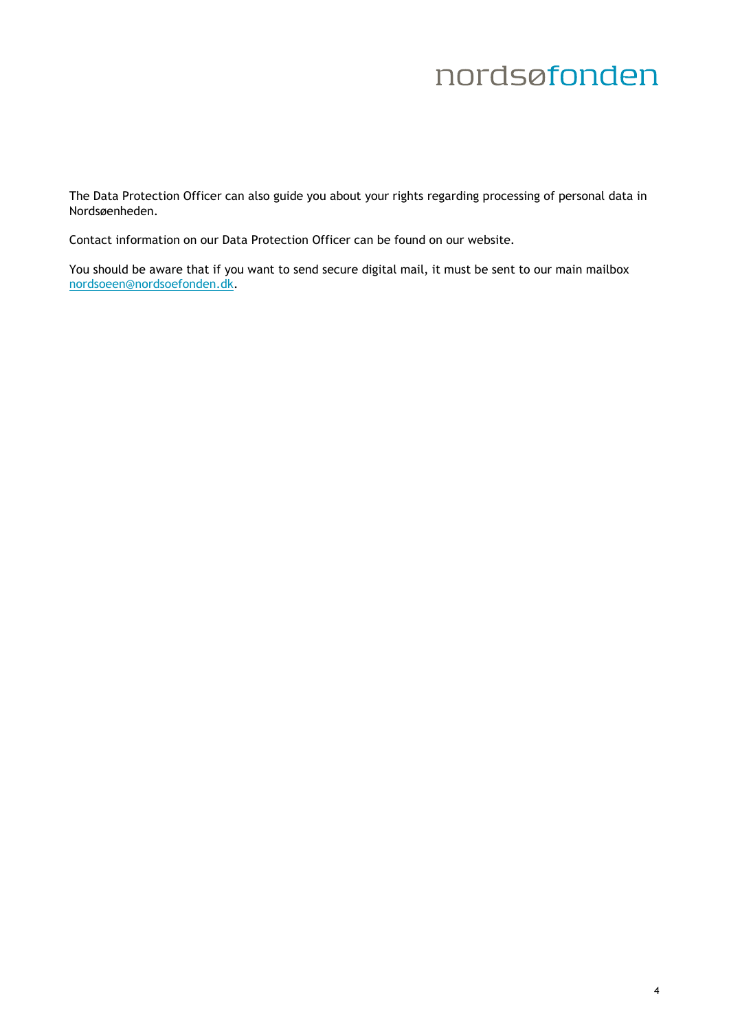The Data Protection Officer can also guide you about your rights regarding processing of personal data in Nordsøenheden.

Contact information on our Data Protection Officer can be found on our website.

You should be aware that if you want to send secure digital mail, it must be sent to our main mailbox nordsoeen@nordsoefonden.dk.